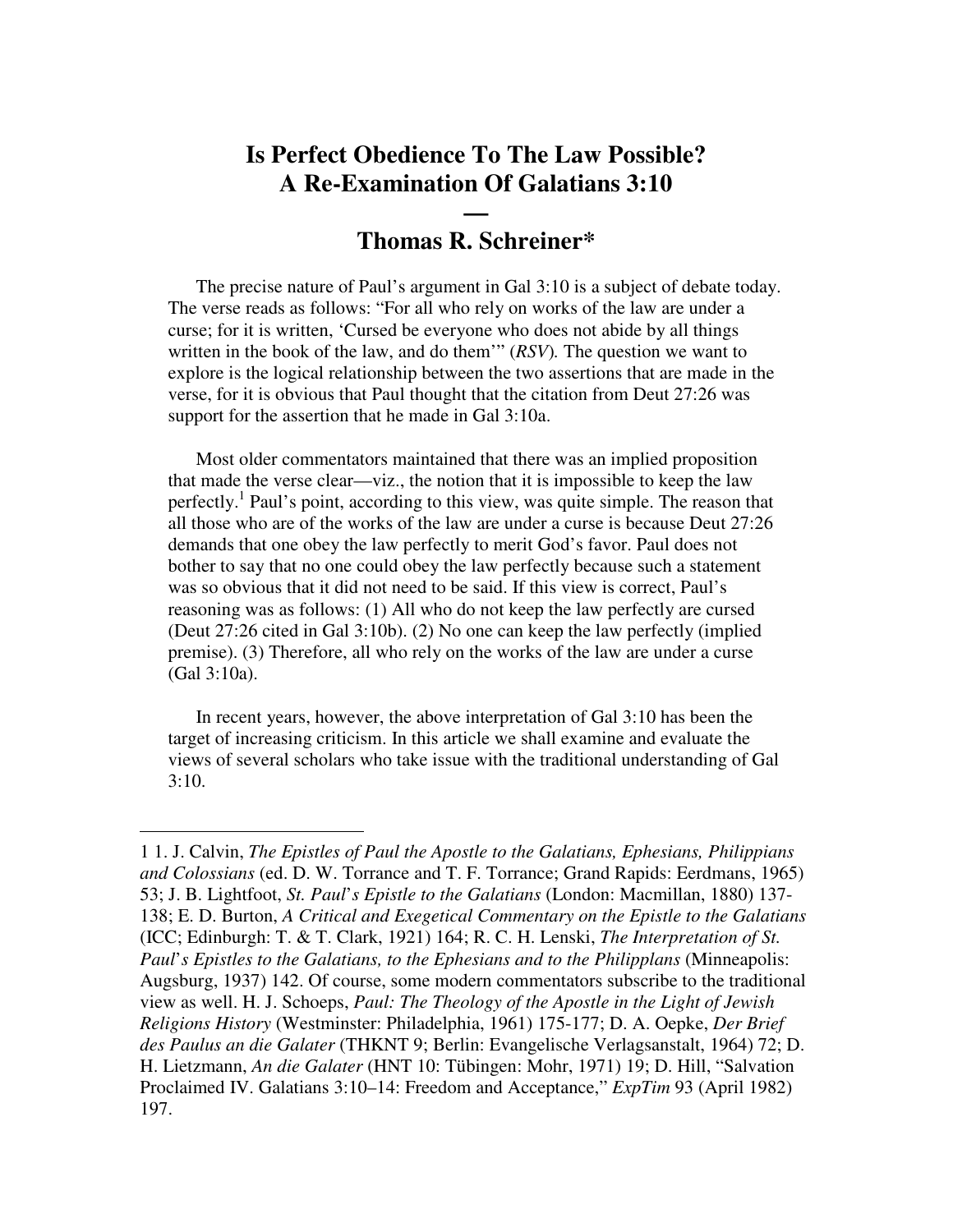# Is Perfect Obedience To The Law Possible? A Re-Examination Of Galatians 3:10

—

## Thomas R. Schreiner*

The precise nature of Paul's argument in Gal 3:10 is a subject of debate today. The verse reads as follows: "For all who rely on works of the law are under a curse; for it is written, 'Cursed be everyone who does not abide by all things written in the book of the law, and do them'" (*RSV*). The question we want to explore is the logical relationship between the two assertions that are made in the verse, for it is obvious that Paul thought that the citation from Deut 27:26 was support for the assertion that he made in Gal 3:10a.

Most older commentators maintained that there was an implied proposition that made the verse clear—viz., the notion that it is impossible to keep the law perfectly.[1] Paul's point, according to this view, was quite simple. The reason that all those who are of the works of the law are under a curse is because Deut 27:26 demands that one obey the law perfectly to merit God's favor. Paul does not bother to say that no one could obey the law perfectly because such a statement was so obvious that it did not need to be said. If this view is correct, Paul's reasoning was as follows: (1) All who do not keep the law perfectly are cursed (Deut 27:26 cited in Gal 3:10b). (2) No one can keep the law perfectly (implied premise). (3) Therefore, all who rely on the works of the law are under a curse (Gal 3:10a).

In recent years, however, the above interpretation of Gal 3:10 has been the target of increasing criticism. In this article we shall examine and evaluate the views of several scholars who take issue with the traditional understanding of Gal 3:10.

---

1 1. J. Calvin, *The Epistles of Paul the Apostle to the Galatians, Ephesians, Philippians and Colossians* (ed. D. W. Torrance and T. F. Torrance; Grand Rapids: Eerdmans, 1965) 53; J. B. Lightfoot, *St. Paul's Epistle to the Galatians* (London: Macmillan, 1880) 137-138; E. D. Burton, *A Critical and Exegetical Commentary on the Epistle to the Galatians* (ICC; Edinburgh: T. & T. Clark, 1921) 164; R. C. H. Lenski, *The Interpretation of St. Paul's Epistles to the Galatians, to the Ephesians and to the Philipplans* (Minneapolis: Augsburg, 1937) 142. Of course, some modern commentators subscribe to the traditional view as well. H. J. Schoeps, *Paul: The Theology of the Apostle in the Light of Jewish Religions History* (Westminster: Philadelphia, 1961) 175-177; D. A. Oepke, *Der Brief des Paulus an die Galater* (THKNT 9; Berlin: Evangelische Verlagsanstalt, 1964) 72; D. H. Lietzmann, *An die Galater* (HNT 10: Tübingen: Mohr, 1971) 19; D. Hill, "Salvation Proclaimed IV. Galatians 3:10–14: Freedom and Acceptance," *ExpTim* 93 (April 1982) 197.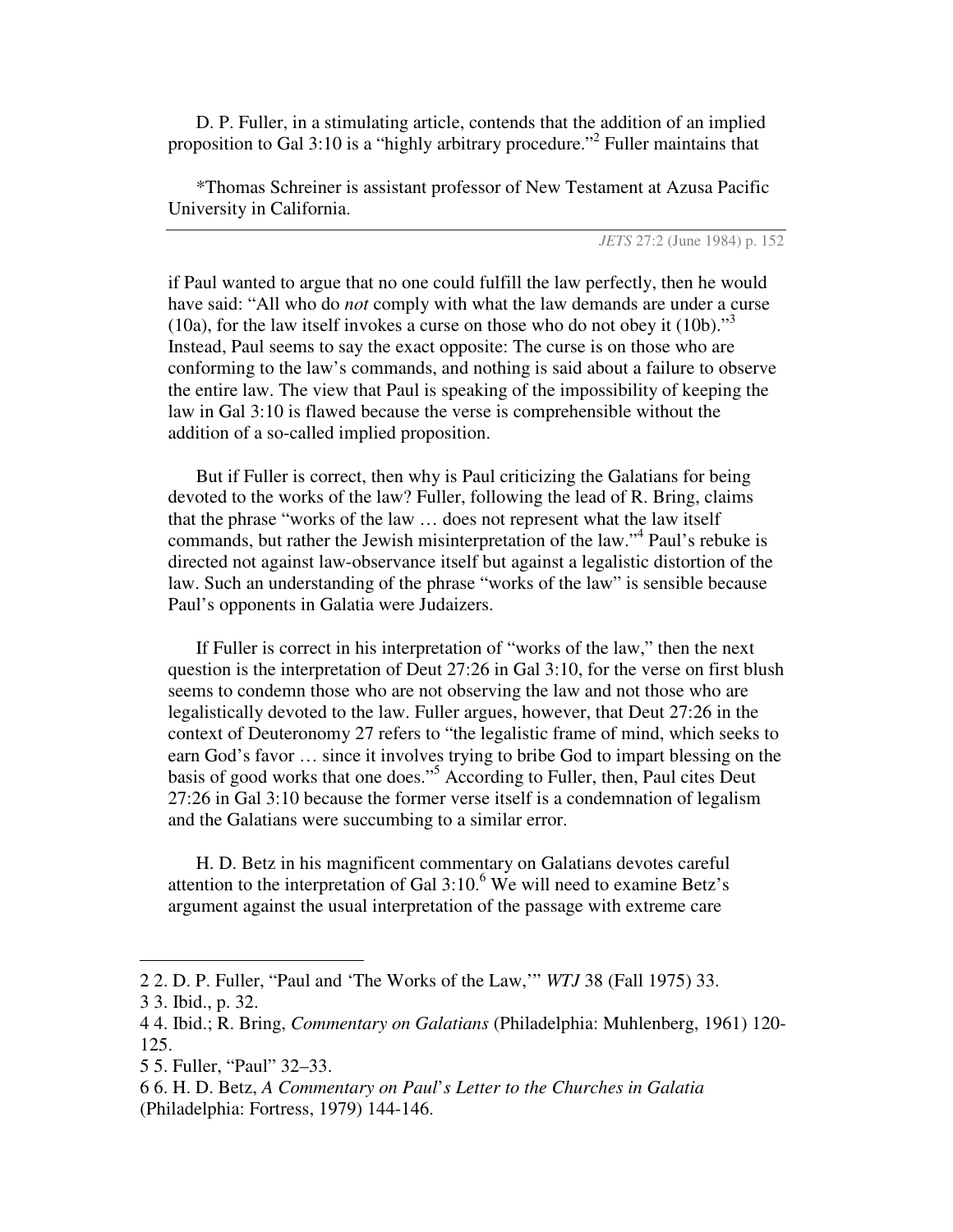D. P. Fuller, in a stimulating article, contends that the addition of an implied proposition to Gal 3:10 is a "highly arbitrary procedure."[2] Fuller maintains that

*Thomas Schreiner is assistant professor of New Testament at Azusa Pacific University in California.

if Paul wanted to argue that no one could fulfill the law perfectly, then he would have said: "All who do *not* comply with what the law demands are under a curse (10a), for the law itself invokes a curse on those who do not obey it (10b)."[3] Instead, Paul seems to say the exact opposite: The curse is on those who are conforming to the law's commands, and nothing is said about a failure to observe the entire law. The view that Paul is speaking of the impossibility of keeping the law in Gal 3:10 is flawed because the verse is comprehensible without the addition of a so-called implied proposition.

But if Fuller is correct, then why is Paul criticizing the Galatians for being devoted to the works of the law? Fuller, following the lead of R. Bring, claims that the phrase "works of the law … does not represent what the law itself commands, but rather the Jewish misinterpretation of the law."[4] Paul's rebuke is directed not against law-observance itself but against a legalistic distortion of the law. Such an understanding of the phrase "works of the law" is sensible because Paul's opponents in Galatia were Judaizers.

If Fuller is correct in his interpretation of "works of the law," then the next question is the interpretation of Deut 27:26 in Gal 3:10, for the verse on first blush seems to condemn those who are not observing the law and not those who are legalistically devoted to the law. Fuller argues, however, that Deut 27:26 in the context of Deuteronomy 27 refers to "the legalistic frame of mind, which seeks to earn God's favor … since it involves trying to bribe God to impart blessing on the basis of good works that one does."[5] According to Fuller, then, Paul cites Deut 27:26 in Gal 3:10 because the former verse itself is a condemnation of legalism and the Galatians were succumbing to a similar error.

H. D. Betz in his magnificent commentary on Galatians devotes careful attention to the interpretation of Gal 3:10.[6] We will need to examine Betz's argument against the usual interpretation of the passage with extreme care

---

2 2. D. P. Fuller, "Paul and 'The Works of the Law,'" *WTJ* 38 (Fall 1975) 33.

3 3. Ibid., p. 32.

4 4. Ibid.; R. Bring, *Commentary on Galatians* (Philadelphia: Muhlenberg, 1961) 120-125.

5 5. Fuller, "Paul" 32–33.

6 6. H. D. Betz, *A Commentary on Paul's Letter to the Churches in Galatia* (Philadelphia: Fortress, 1979) 144-146.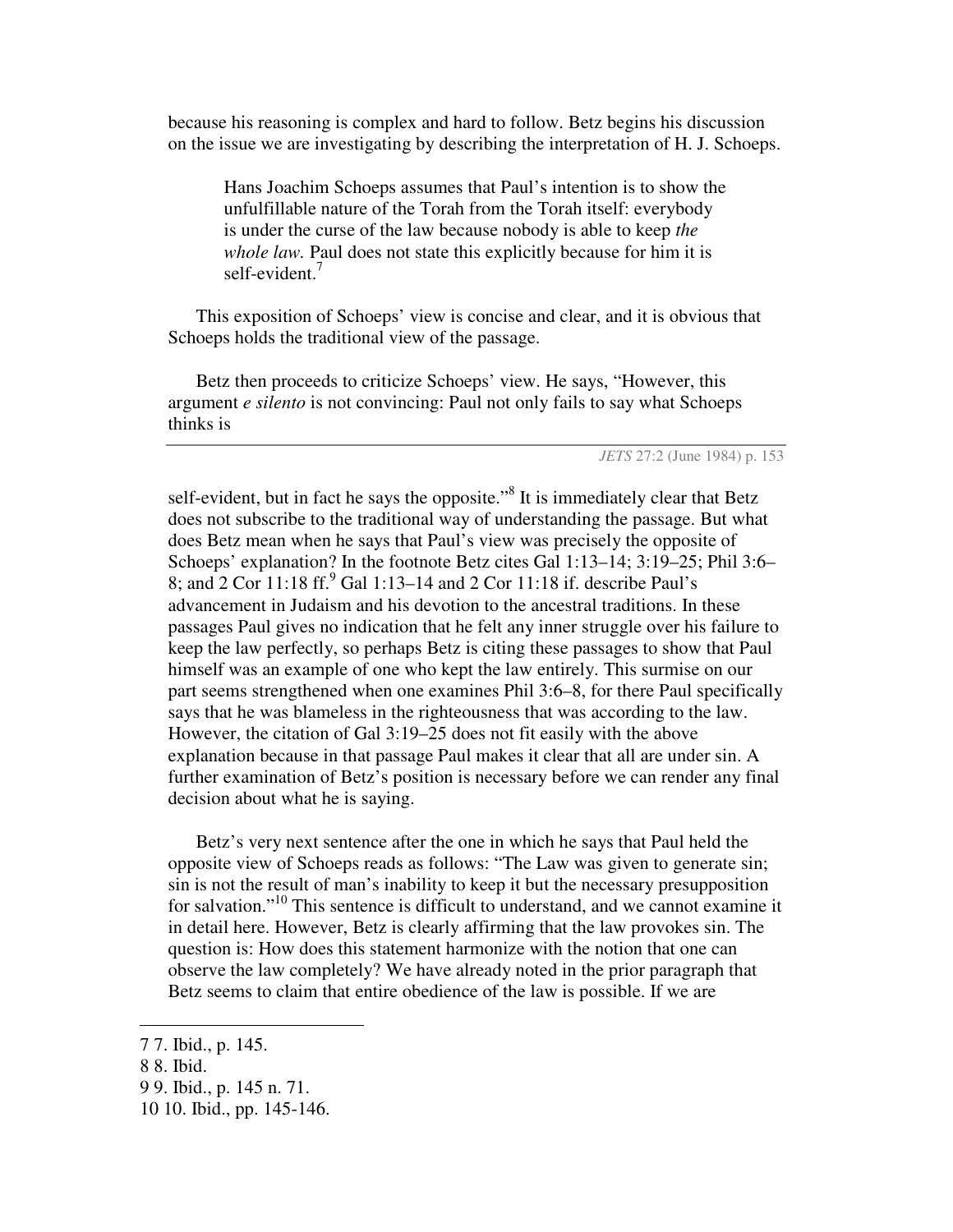because his reasoning is complex and hard to follow. Betz begins his discussion on the issue we are investigating by describing the interpretation of H. J. Schoeps.

> Hans Joachim Schoeps assumes that Paul's intention is to show the unfulfillable nature of the Torah from the Torah itself: everybody is under the curse of the law because nobody is able to keep *the whole law.* Paul does not state this explicitly because for him it is self-evident.[7]

This exposition of Schoeps' view is concise and clear, and it is obvious that Schoeps holds the traditional view of the passage.

Betz then proceeds to criticize Schoeps' view. He says, "However, this argument *e silento* is not convincing: Paul not only fails to say what Schoeps thinks is self-evident, but in fact he says the opposite."[8] It is immediately clear that Betz does not subscribe to the traditional way of understanding the passage. But what does Betz mean when he says that Paul's view was precisely the opposite of Schoeps' explanation? In the footnote Betz cites Gal 1:13–14; 3:19–25; Phil 3:6–8; and 2 Cor 11:18 ff.[9] Gal 1:13–14 and 2 Cor 11:18 if. describe Paul's advancement in Judaism and his devotion to the ancestral traditions. In these passages Paul gives no indication that he felt any inner struggle over his failure to keep the law perfectly, so perhaps Betz is citing these passages to show that Paul himself was an example of one who kept the law entirely. This surmise on our part seems strengthened when one examines Phil 3:6–8, for there Paul specifically says that he was blameless in the righteousness that was according to the law. However, the citation of Gal 3:19–25 does not fit easily with the above explanation because in that passage Paul makes it clear that all are under sin. A further examination of Betz's position is necessary before we can render any final decision about what he is saying.

Betz's very next sentence after the one in which he says that Paul held the opposite view of Schoeps reads as follows: "The Law was given to generate sin; sin is not the result of man's inability to keep it but the necessary presupposition for salvation."[10] This sentence is difficult to understand, and we cannot examine it in detail here. However, Betz is clearly affirming that the law provokes sin. The question is: How does this statement harmonize with the notion that one can observe the law completely? We have already noted in the prior paragraph that Betz seems to claim that entire obedience of the law is possible. If we are

---

7 7. Ibid., p. 145.

8 8. Ibid.

9 9. Ibid., p. 145 n. 71.

10 10. Ibid., pp. 145-146.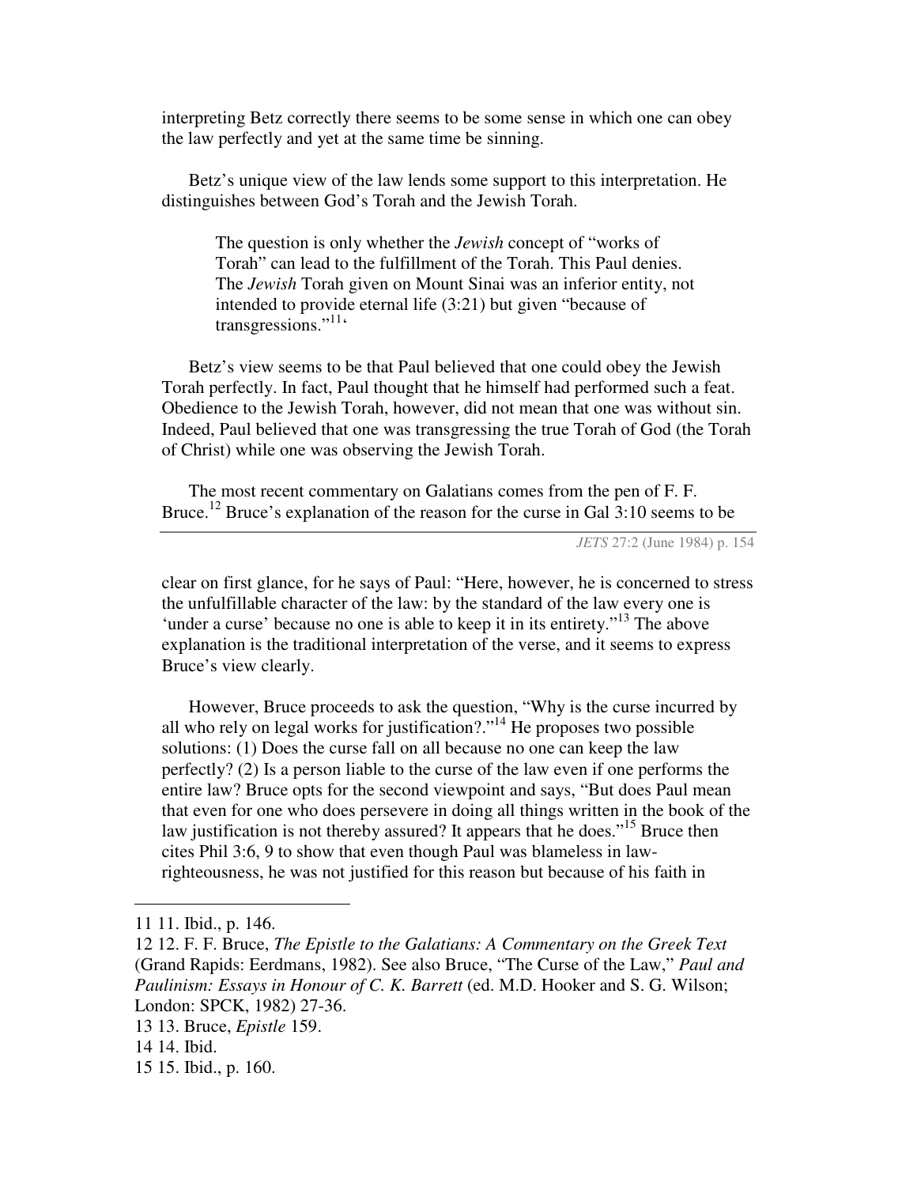interpreting Betz correctly there seems to be some sense in which one can obey the law perfectly and yet at the same time be sinning.

Betz's unique view of the law lends some support to this interpretation. He distinguishes between God's Torah and the Jewish Torah.

> The question is only whether the *Jewish* concept of "works of Torah" can lead to the fulfillment of the Torah. This Paul denies. The *Jewish* Torah given on Mount Sinai was an inferior entity, not intended to provide eternal life (3:21) but given "because of transgressions."[11]'

Betz's view seems to be that Paul believed that one could obey the Jewish Torah perfectly. In fact, Paul thought that he himself had performed such a feat. Obedience to the Jewish Torah, however, did not mean that one was without sin. Indeed, Paul believed that one was transgressing the true Torah of God (the Torah of Christ) while one was observing the Jewish Torah.

The most recent commentary on Galatians comes from the pen of F. F. Bruce.[12] Bruce's explanation of the reason for the curse in Gal 3:10 seems to be clear on first glance, for he says of Paul: "Here, however, he is concerned to stress the unfulfillable character of the law: by the standard of the law every one is 'under a curse' because no one is able to keep it in its entirety."[13] The above explanation is the traditional interpretation of the verse, and it seems to express Bruce's view clearly.

However, Bruce proceeds to ask the question, "Why is the curse incurred by all who rely on legal works for justification?."[14] He proposes two possible solutions: (1) Does the curse fall on all because no one can keep the law perfectly? (2) Is a person liable to the curse of the law even if one performs the entire law? Bruce opts for the second viewpoint and says, "But does Paul mean that even for one who does persevere in doing all things written in the book of the law justification is not thereby assured? It appears that he does."[15] Bruce then cites Phil 3:6, 9 to show that even though Paul was blameless in law-righteousness, he was not justified for this reason but because of his faith in

---

11 11. Ibid., p. 146.

12 12. F. F. Bruce, *The Epistle to the Galatians: A Commentary on the Greek Text* (Grand Rapids: Eerdmans, 1982). See also Bruce, "The Curse of the Law," *Paul and Paulinism: Essays in Honour of C. K. Barrett* (ed. M.D. Hooker and S. G. Wilson; London: SPCK, 1982) 27-36.

13 13. Bruce, *Epistle* 159.

14 14. Ibid.

15 15. Ibid., p. 160.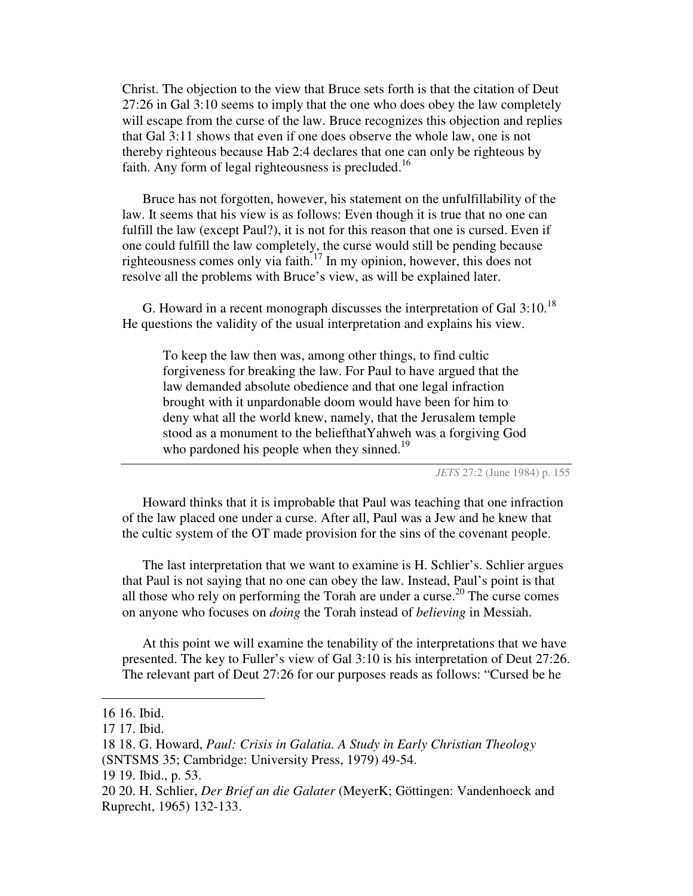Christ. The objection to the view that Bruce sets forth is that the citation of Deut 27:26 in Gal 3:10 seems to imply that the one who does obey the law completely will escape from the curse of the law. Bruce recognizes this objection and replies that Gal 3:11 shows that even if one does observe the whole law, one is not thereby righteous because Hab 2:4 declares that one can only be righteous by faith. Any form of legal righteousness is precluded.[16]

Bruce has not forgotten, however, his statement on the unfulfillability of the law. It seems that his view is as follows: Even though it is true that no one can fulfill the law (except Paul?), it is not for this reason that one is cursed. Even if one could fulfill the law completely, the curse would still be pending because righteousness comes only via faith.[17] In my opinion, however, this does not resolve all the problems with Bruce's view, as will be explained later.

G. Howard in a recent monograph discusses the interpretation of Gal 3:10.[18] He questions the validity of the usual interpretation and explains his view.

> To keep the law then was, among other things, to find cultic forgiveness for breaking the law. For Paul to have argued that the law demanded absolute obedience and that one legal infraction brought with it unpardonable doom would have been for him to deny what all the world knew, namely, that the Jerusalem temple stood as a monument to the beliefthatYahweh was a forgiving God who pardoned his people when they sinned.[19]

Howard thinks that it is improbable that Paul was teaching that one infraction of the law placed one under a curse. After all, Paul was a Jew and he knew that the cultic system of the OT made provision for the sins of the covenant people.

The last interpretation that we want to examine is H. Schlier's. Schlier argues that Paul is not saying that no one can obey the law. Instead, Paul's point is that all those who rely on performing the Torah are under a curse.[20] The curse comes on anyone who focuses on *doing* the Torah instead of *believing* in Messiah.

At this point we will examine the tenability of the interpretations that we have presented. The key to Fuller's view of Gal 3:10 is his interpretation of Deut 27:26. The relevant part of Deut 27:26 for our purposes reads as follows: "Cursed be he

---

16 16. Ibid.

17 17. Ibid.

18 18. G. Howard, *Paul: Crisis in Galatia. A Study in Early Christian Theology* (SNTSMS 35; Cambridge: University Press, 1979) 49-54.

19 19. Ibid., p. 53.

20 20. H. Schlier, *Der Brief an die Galater* (MeyerK; Göttingen: Vandenhoeck and Ruprecht, 1965) 132-133.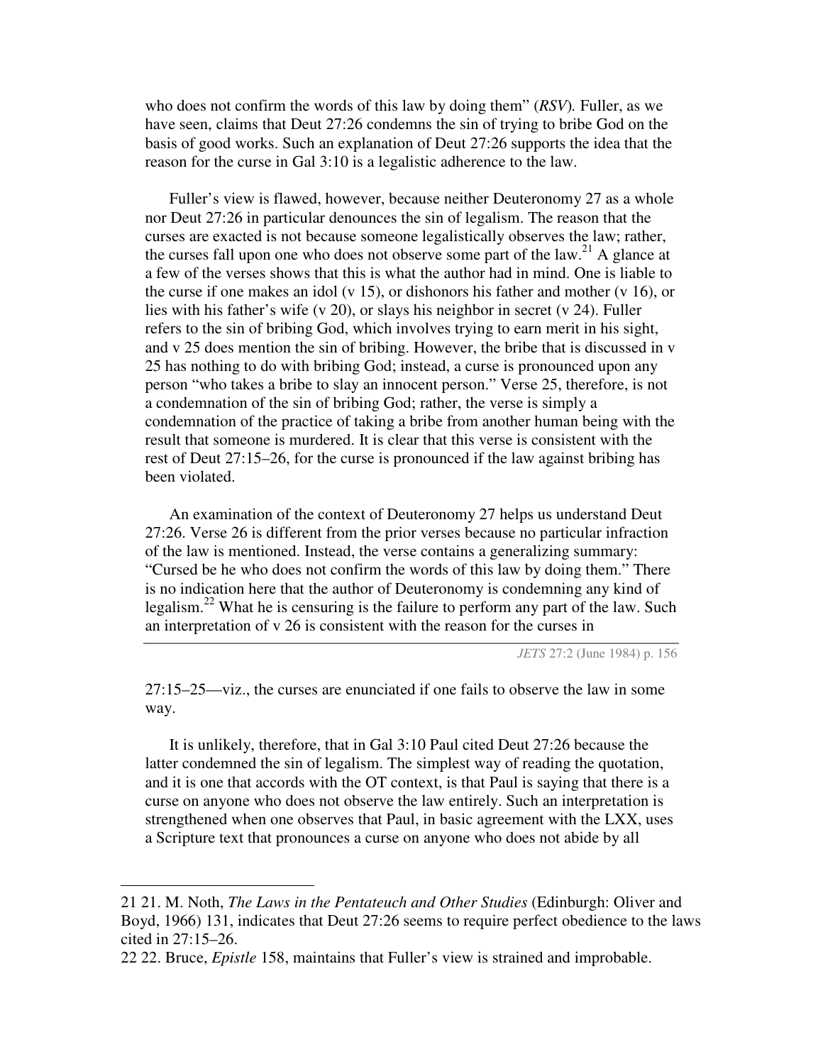who does not confirm the words of this law by doing them" (*RSV*). Fuller, as we have seen, claims that Deut 27:26 condemns the sin of trying to bribe God on the basis of good works. Such an explanation of Deut 27:26 supports the idea that the reason for the curse in Gal 3:10 is a legalistic adherence to the law.

Fuller's view is flawed, however, because neither Deuteronomy 27 as a whole nor Deut 27:26 in particular denounces the sin of legalism. The reason that the curses are exacted is not because someone legalistically observes the law; rather, the curses fall upon one who does not observe some part of the law.[21] A glance at a few of the verses shows that this is what the author had in mind. One is liable to the curse if one makes an idol (v 15), or dishonors his father and mother (v 16), or lies with his father's wife (v 20), or slays his neighbor in secret (v 24). Fuller refers to the sin of bribing God, which involves trying to earn merit in his sight, and v 25 does mention the sin of bribing. However, the bribe that is discussed in v 25 has nothing to do with bribing God; instead, a curse is pronounced upon any person "who takes a bribe to slay an innocent person." Verse 25, therefore, is not a condemnation of the sin of bribing God; rather, the verse is simply a condemnation of the practice of taking a bribe from another human being with the result that someone is murdered. It is clear that this verse is consistent with the rest of Deut 27:15–26, for the curse is pronounced if the law against bribing has been violated.

An examination of the context of Deuteronomy 27 helps us understand Deut 27:26. Verse 26 is different from the prior verses because no particular infraction of the law is mentioned. Instead, the verse contains a generalizing summary: "Cursed be he who does not confirm the words of this law by doing them." There is no indication here that the author of Deuteronomy is condemning any kind of legalism.[22] What he is censuring is the failure to perform any part of the law. Such an interpretation of v 26 is consistent with the reason for the curses in 27:15–25—viz., the curses are enunciated if one fails to observe the law in some way.

It is unlikely, therefore, that in Gal 3:10 Paul cited Deut 27:26 because the latter condemned the sin of legalism. The simplest way of reading the quotation, and it is one that accords with the OT context, is that Paul is saying that there is a curse on anyone who does not observe the law entirely. Such an interpretation is strengthened when one observes that Paul, in basic agreement with the LXX, uses a Scripture text that pronounces a curse on anyone who does not abide by all

---

21 21. M. Noth, *The Laws in the Pentateuch and Other Studies* (Edinburgh: Oliver and Boyd, 1966) 131, indicates that Deut 27:26 seems to require perfect obedience to the laws cited in 27:15–26.

22 22. Bruce, *Epistle* 158, maintains that Fuller's view is strained and improbable.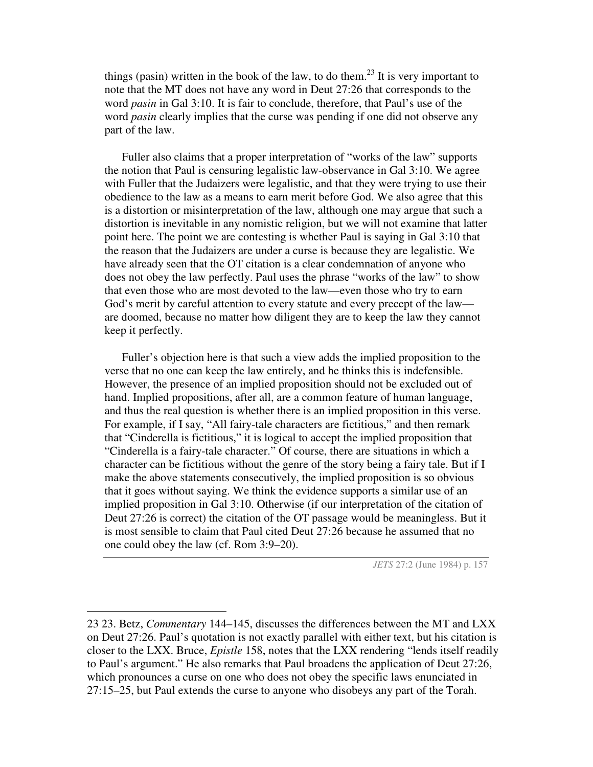things (pasin) written in the book of the law, to do them.[23] It is very important to note that the MT does not have any word in Deut 27:26 that corresponds to the word *pasin* in Gal 3:10. It is fair to conclude, therefore, that Paul's use of the word *pasin* clearly implies that the curse was pending if one did not observe any part of the law.

Fuller also claims that a proper interpretation of "works of the law" supports the notion that Paul is censuring legalistic law-observance in Gal 3:10. We agree with Fuller that the Judaizers were legalistic, and that they were trying to use their obedience to the law as a means to earn merit before God. We also agree that this is a distortion or misinterpretation of the law, although one may argue that such a distortion is inevitable in any nomistic religion, but we will not examine that latter point here. The point we are contesting is whether Paul is saying in Gal 3:10 that the reason that the Judaizers are under a curse is because they are legalistic. We have already seen that the OT citation is a clear condemnation of anyone who does not obey the law perfectly. Paul uses the phrase "works of the law" to show that even those who are most devoted to the law—even those who try to earn God's merit by careful attention to every statute and every precept of the law—are doomed, because no matter how diligent they are to keep the law they cannot keep it perfectly.

Fuller's objection here is that such a view adds the implied proposition to the verse that no one can keep the law entirely, and he thinks this is indefensible. However, the presence of an implied proposition should not be excluded out of hand. Implied propositions, after all, are a common feature of human language, and thus the real question is whether there is an implied proposition in this verse. For example, if I say, "All fairy-tale characters are fictitious," and then remark that "Cinderella is fictitious," it is logical to accept the implied proposition that "Cinderella is a fairy-tale character." Of course, there are situations in which a character can be fictitious without the genre of the story being a fairy tale. But if I make the above statements consecutively, the implied proposition is so obvious that it goes without saying. We think the evidence supports a similar use of an implied proposition in Gal 3:10. Otherwise (if our interpretation of the citation of Deut 27:26 is correct) the citation of the OT passage would be meaningless. But it is most sensible to claim that Paul cited Deut 27:26 because he assumed that no one could obey the law (cf. Rom 3:9–20).

---

23 23. Betz, *Commentary* 144–145, discusses the differences between the MT and LXX on Deut 27:26. Paul's quotation is not exactly parallel with either text, but his citation is closer to the LXX. Bruce, *Epistle* 158, notes that the LXX rendering "lends itself readily to Paul's argument." He also remarks that Paul broadens the application of Deut 27:26, which pronounces a curse on one who does not obey the specific laws enunciated in 27:15–25, but Paul extends the curse to anyone who disobeys any part of the Torah.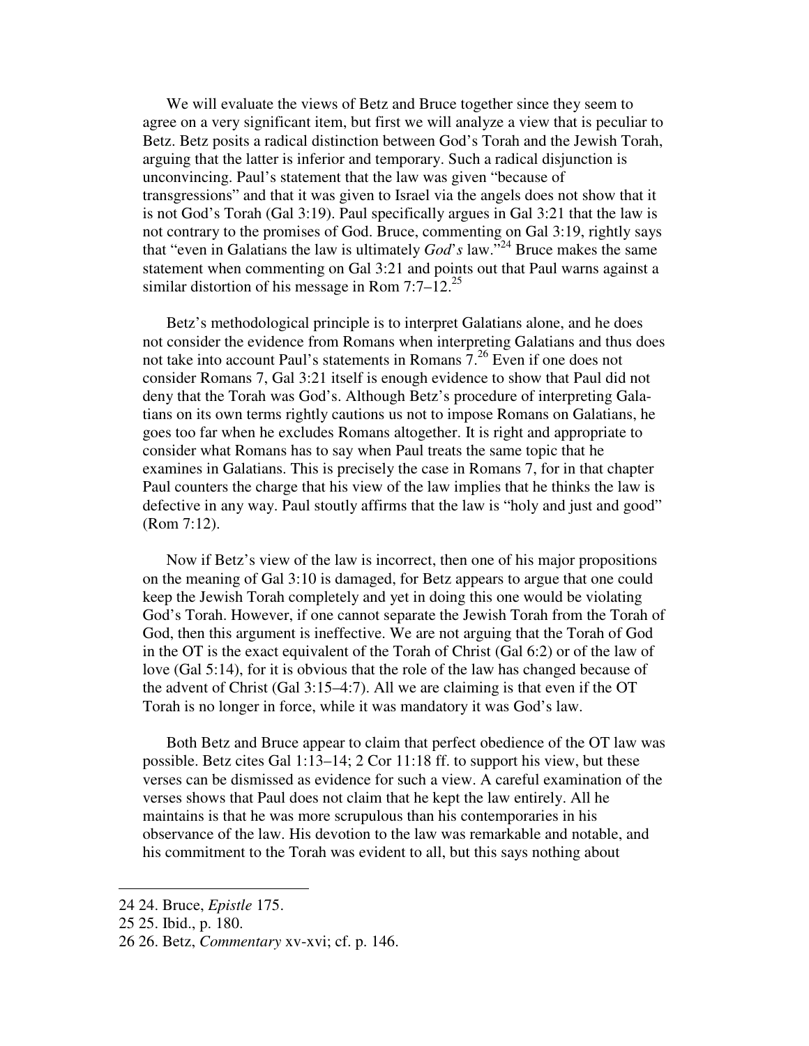We will evaluate the views of Betz and Bruce together since they seem to agree on a very significant item, but first we will analyze a view that is peculiar to Betz. Betz posits a radical distinction between God's Torah and the Jewish Torah, arguing that the latter is inferior and temporary. Such a radical disjunction is unconvincing. Paul's statement that the law was given "because of transgressions" and that it was given to Israel via the angels does not show that it is not God's Torah (Gal 3:19). Paul specifically argues in Gal 3:21 that the law is not contrary to the promises of God. Bruce, commenting on Gal 3:19, rightly says that "even in Galatians the law is ultimately *God's* law."[24] Bruce makes the same statement when commenting on Gal 3:21 and points out that Paul warns against a similar distortion of his message in Rom 7:7–12.[25]

Betz's methodological principle is to interpret Galatians alone, and he does not consider the evidence from Romans when interpreting Galatians and thus does not take into account Paul's statements in Romans 7.[26] Even if one does not consider Romans 7, Gal 3:21 itself is enough evidence to show that Paul did not deny that the Torah was God's. Although Betz's procedure of interpreting Galatians on its own terms rightly cautions us not to impose Romans on Galatians, he goes too far when he excludes Romans altogether. It is right and appropriate to consider what Romans has to say when Paul treats the same topic that he examines in Galatians. This is precisely the case in Romans 7, for in that chapter Paul counters the charge that his view of the law implies that he thinks the law is defective in any way. Paul stoutly affirms that the law is "holy and just and good" (Rom 7:12).

Now if Betz's view of the law is incorrect, then one of his major propositions on the meaning of Gal 3:10 is damaged, for Betz appears to argue that one could keep the Jewish Torah completely and yet in doing this one would be violating God's Torah. However, if one cannot separate the Jewish Torah from the Torah of God, then this argument is ineffective. We are not arguing that the Torah of God in the OT is the exact equivalent of the Torah of Christ (Gal 6:2) or of the law of love (Gal 5:14), for it is obvious that the role of the law has changed because of the advent of Christ (Gal 3:15–4:7). All we are claiming is that even if the OT Torah is no longer in force, while it was mandatory it was God's law.

Both Betz and Bruce appear to claim that perfect obedience of the OT law was possible. Betz cites Gal 1:13–14; 2 Cor 11:18 ff. to support his view, but these verses can be dismissed as evidence for such a view. A careful examination of the verses shows that Paul does not claim that he kept the law entirely. All he maintains is that he was more scrupulous than his contemporaries in his observance of the law. His devotion to the law was remarkable and notable, and his commitment to the Torah was evident to all, but this says nothing about

---

24 24. Bruce, *Epistle* 175.

25 25. Ibid., p. 180.

26 26. Betz, *Commentary* xv-xvi; cf. p. 146.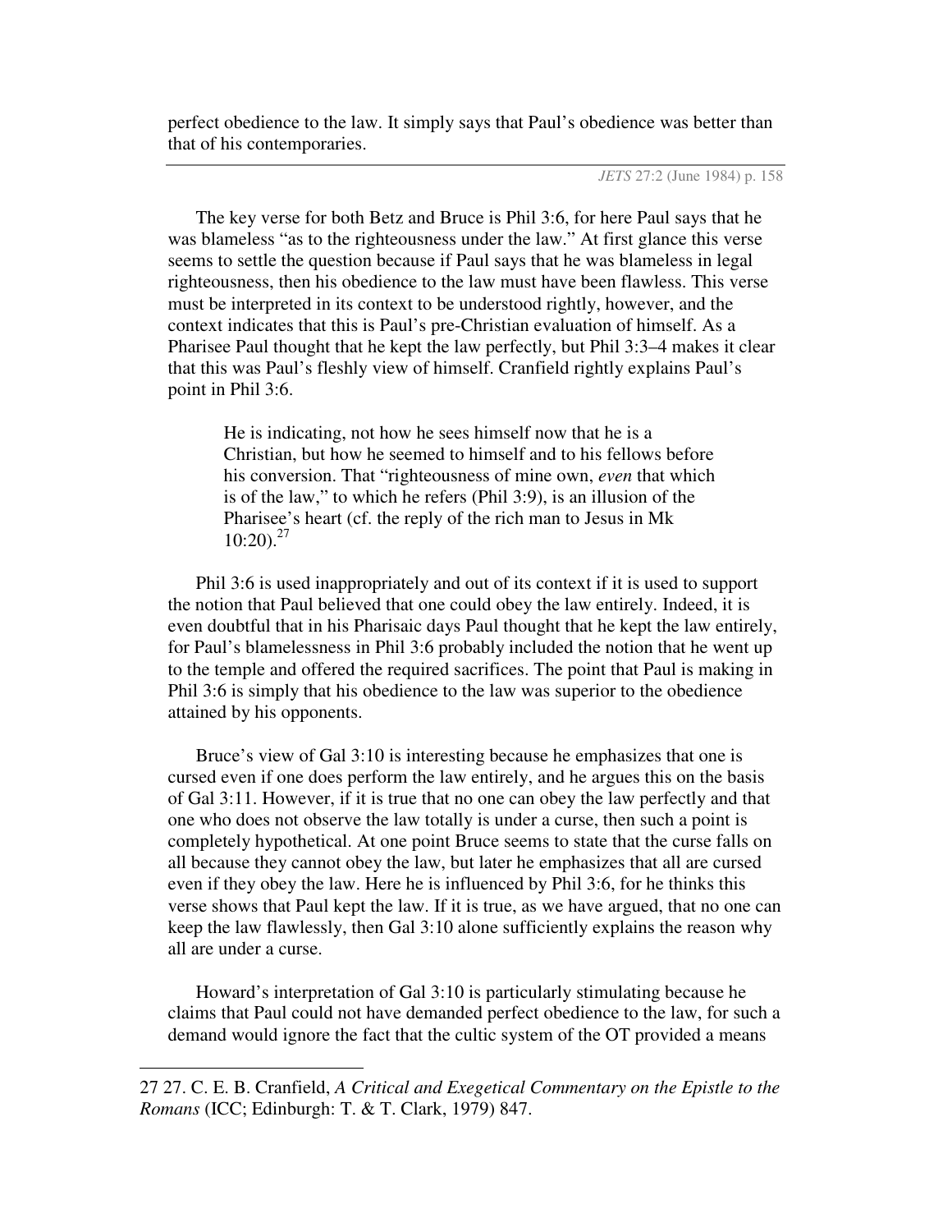perfect obedience to the law. It simply says that Paul's obedience was better than that of his contemporaries.

The key verse for both Betz and Bruce is Phil 3:6, for here Paul says that he was blameless "as to the righteousness under the law." At first glance this verse seems to settle the question because if Paul says that he was blameless in legal righteousness, then his obedience to the law must have been flawless. This verse must be interpreted in its context to be understood rightly, however, and the context indicates that this is Paul's pre-Christian evaluation of himself. As a Pharisee Paul thought that he kept the law perfectly, but Phil 3:3–4 makes it clear that this was Paul's fleshly view of himself. Cranfield rightly explains Paul's point in Phil 3:6.

> He is indicating, not how he sees himself now that he is a Christian, but how he seemed to himself and to his fellows before his conversion. That "righteousness of mine own, *even* that which is of the law," to which he refers (Phil 3:9), is an illusion of the Pharisee's heart (cf. the reply of the rich man to Jesus in Mk 10:20).[27]

Phil 3:6 is used inappropriately and out of its context if it is used to support the notion that Paul believed that one could obey the law entirely. Indeed, it is even doubtful that in his Pharisaic days Paul thought that he kept the law entirely, for Paul's blamelessness in Phil 3:6 probably included the notion that he went up to the temple and offered the required sacrifices. The point that Paul is making in Phil 3:6 is simply that his obedience to the law was superior to the obedience attained by his opponents.

Bruce's view of Gal 3:10 is interesting because he emphasizes that one is cursed even if one does perform the law entirely, and he argues this on the basis of Gal 3:11. However, if it is true that no one can obey the law perfectly and that one who does not observe the law totally is under a curse, then such a point is completely hypothetical. At one point Bruce seems to state that the curse falls on all because they cannot obey the law, but later he emphasizes that all are cursed even if they obey the law. Here he is influenced by Phil 3:6, for he thinks this verse shows that Paul kept the law. If it is true, as we have argued, that no one can keep the law flawlessly, then Gal 3:10 alone sufficiently explains the reason why all are under a curse.

Howard's interpretation of Gal 3:10 is particularly stimulating because he claims that Paul could not have demanded perfect obedience to the law, for such a demand would ignore the fact that the cultic system of the OT provided a means

---

27 27. C. E. B. Cranfield, *A Critical and Exegetical Commentary on the Epistle to the Romans* (ICC; Edinburgh: T. & T. Clark, 1979) 847.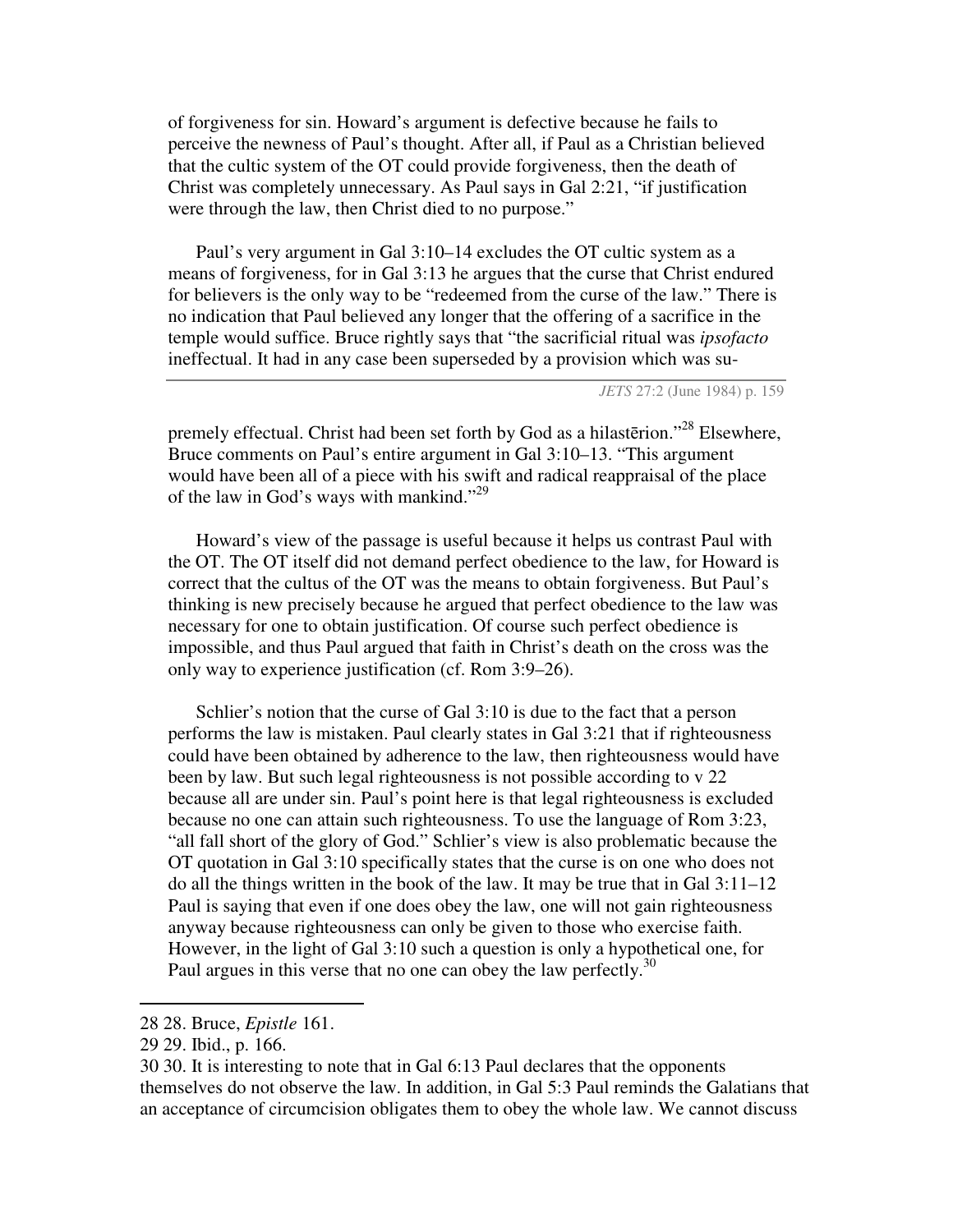of forgiveness for sin. Howard's argument is defective because he fails to perceive the newness of Paul's thought. After all, if Paul as a Christian believed that the cultic system of the OT could provide forgiveness, then the death of Christ was completely unnecessary. As Paul says in Gal 2:21, "if justification were through the law, then Christ died to no purpose."

Paul's very argument in Gal 3:10–14 excludes the OT cultic system as a means of forgiveness, for in Gal 3:13 he argues that the curse that Christ endured for believers is the only way to be "redeemed from the curse of the law." There is no indication that Paul believed any longer that the offering of a sacrifice in the temple would suffice. Bruce rightly says that "the sacrificial ritual was *ipsofacto* ineffectual. It had in any case been superseded by a provision which was supremely effectual. Christ had been set forth by God as a hilastērion."[28] Elsewhere, Bruce comments on Paul's entire argument in Gal 3:10–13. "This argument would have been all of a piece with his swift and radical reappraisal of the place of the law in God's ways with mankind."[29]

Howard's view of the passage is useful because it helps us contrast Paul with the OT. The OT itself did not demand perfect obedience to the law, for Howard is correct that the cultus of the OT was the means to obtain forgiveness. But Paul's thinking is new precisely because he argued that perfect obedience to the law was necessary for one to obtain justification. Of course such perfect obedience is impossible, and thus Paul argued that faith in Christ's death on the cross was the only way to experience justification (cf. Rom 3:9–26).

Schlier's notion that the curse of Gal 3:10 is due to the fact that a person performs the law is mistaken. Paul clearly states in Gal 3:21 that if righteousness could have been obtained by adherence to the law, then righteousness would have been by law. But such legal righteousness is not possible according to v 22 because all are under sin. Paul's point here is that legal righteousness is excluded because no one can attain such righteousness. To use the language of Rom 3:23, "all fall short of the glory of God." Schlier's view is also problematic because the OT quotation in Gal 3:10 specifically states that the curse is on one who does not do all the things written in the book of the law. It may be true that in Gal 3:11–12 Paul is saying that even if one does obey the law, one will not gain righteousness anyway because righteousness can only be given to those who exercise faith. However, in the light of Gal 3:10 such a question is only a hypothetical one, for Paul argues in this verse that no one can obey the law perfectly.[30]

---

28 28. Bruce, *Epistle* 161.

29 29. Ibid., p. 166.

30 30. It is interesting to note that in Gal 6:13 Paul declares that the opponents themselves do not observe the law. In addition, in Gal 5:3 Paul reminds the Galatians that an acceptance of circumcision obligates them to obey the whole law. We cannot discuss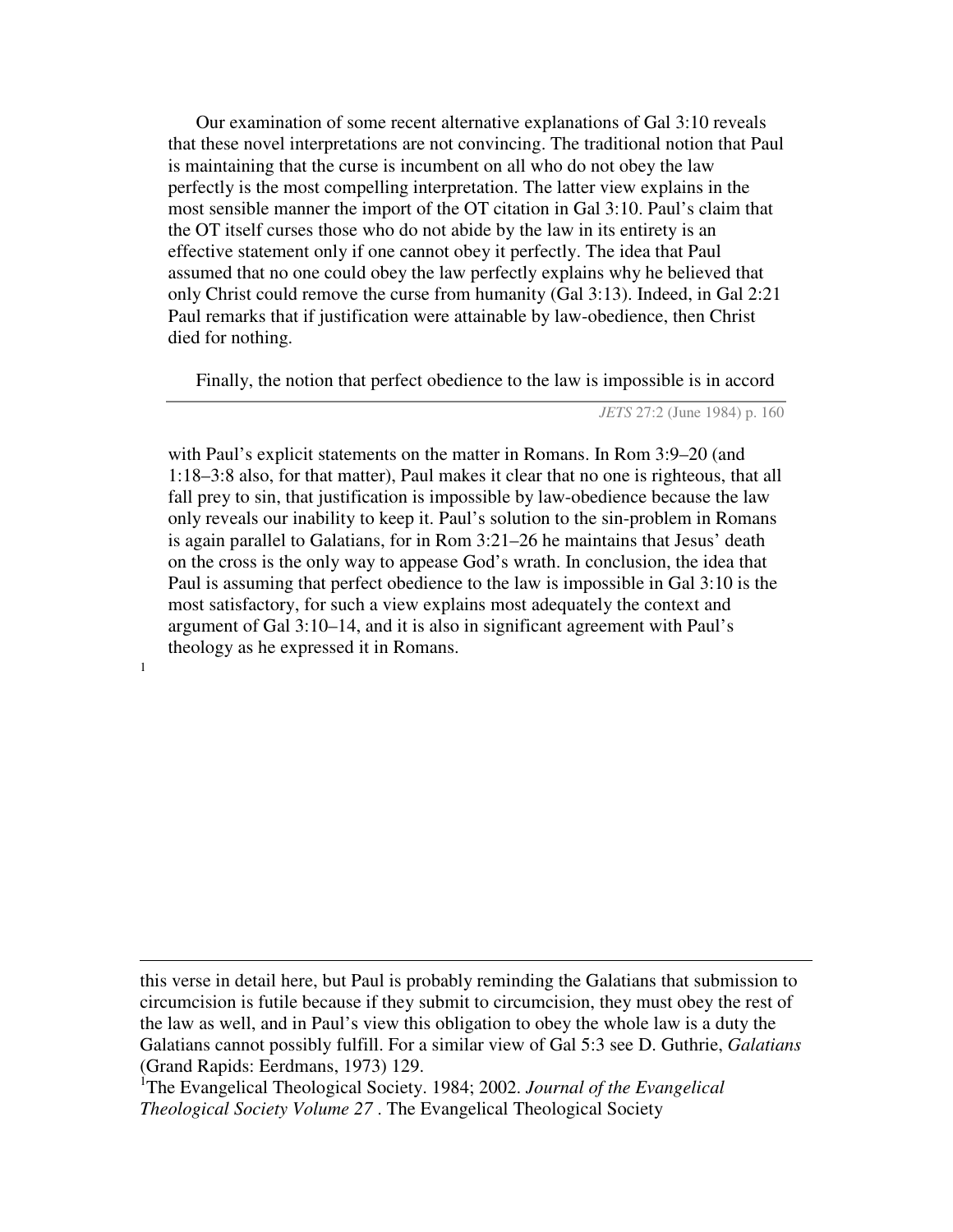Our examination of some recent alternative explanations of Gal 3:10 reveals that these novel interpretations are not convincing. The traditional notion that Paul is maintaining that the curse is incumbent on all who do not obey the law perfectly is the most compelling interpretation. The latter view explains in the most sensible manner the import of the OT citation in Gal 3:10. Paul's claim that the OT itself curses those who do not abide by the law in its entirety is an effective statement only if one cannot obey it perfectly. The idea that Paul assumed that no one could obey the law perfectly explains why he believed that only Christ could remove the curse from humanity (Gal 3:13). Indeed, in Gal 2:21 Paul remarks that if justification were attainable by law-obedience, then Christ died for nothing.

Finally, the notion that perfect obedience to the law is impossible is in accord with Paul's explicit statements on the matter in Romans. In Rom 3:9–20 (and 1:18–3:8 also, for that matter), Paul makes it clear that no one is righteous, that all fall prey to sin, that justification is impossible by law-obedience because the law only reveals our inability to keep it. Paul's solution to the sin-problem in Romans is again parallel to Galatians, for in Rom 3:21–26 he maintains that Jesus' death on the cross is the only way to appease God's wrath. In conclusion, the idea that Paul is assuming that perfect obedience to the law is impossible in Gal 3:10 is the most satisfactory, for such a view explains most adequately the context and argument of Gal 3:10–14, and it is also in significant agreement with Paul's theology as he expressed it in Romans.

[1]

---

this verse in detail here, but Paul is probably reminding the Galatians that submission to circumcision is futile because if they submit to circumcision, they must obey the rest of the law as well, and in Paul's view this obligation to obey the whole law is a duty the Galatians cannot possibly fulfill. For a similar view of Gal 5:3 see D. Guthrie, *Galatians* (Grand Rapids: Eerdmans, 1973) 129.

[1]The Evangelical Theological Society. 1984; 2002. *Journal of the Evangelical Theological Society Volume 27* . The Evangelical Theological Society